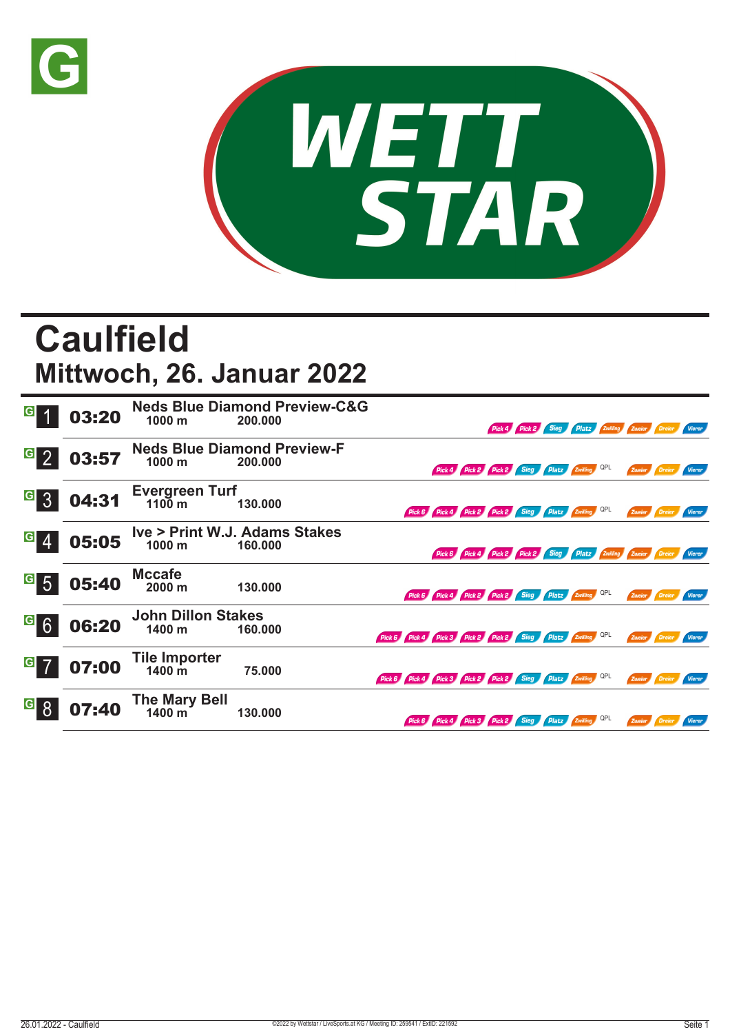# Caulfield

## Mittwoch, 26. Januar 2022

| | Zeit | Rennen | Distanz | Preisgeld | Wetten |
|---|---|---|---|---|---|
| 1 | 03:20 | Neds Blue Diamond Preview-C&G | 1000 m | 200.000 | Pick 4, Pick 2, Sieg, Platz, Zwilling, Zweier, Dreier, Vierer |
| 2 | 03:57 | Neds Blue Diamond Preview-F | 1000 m | 200.000 | Pick 4, Pick 2, Pick 2, Sieg, Platz, Zwilling, QPL, Zweier, Dreier, Vierer |
| 3 | 04:31 | Evergreen Turf | 1100 m | 130.000 | Pick 6, Pick 4, Pick 2, Pick 2, Sieg, Platz, Zwilling, QPL, Zweier, Dreier, Vierer |
| 4 | 05:05 | Ive > Print W.J. Adams Stakes | 1000 m | 160.000 | Pick 6, Pick 4, Pick 2, Pick 2, Sieg, Platz, Zwilling, Zweier, Dreier, Vierer |
| 5 | 05:40 | Mccafe | 2000 m | 130.000 | Pick 6, Pick 4, Pick 2, Pick 2, Sieg, Platz, Zwilling, QPL, Zweier, Dreier, Vierer |
| 6 | 06:20 | John Dillon Stakes | 1400 m | 160.000 | Pick 6, Pick 4, Pick 3, Pick 2, Pick 2, Sieg, Platz, Zwilling, QPL, Zweier, Dreier, Vierer |
| 7 | 07:00 | Tile Importer | 1400 m | 75.000 | Pick 6, Pick 4, Pick 3, Pick 2, Pick 2, Sieg, Platz, Zwilling, QPL, Zweier, Dreier, Vierer |
| 8 | 07:40 | The Mary Bell | 1400 m | 130.000 | Pick 6, Pick 4, Pick 3, Pick 2, Sieg, Platz, Zwilling, QPL, Zweier, Dreier, Vierer |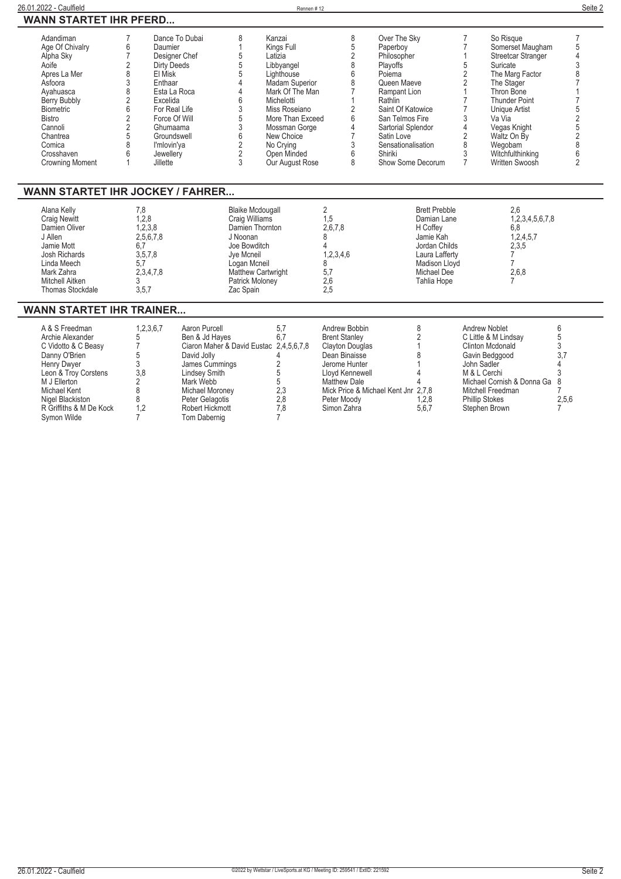## WANN STARTET IHR PFERD...

| Pferd | Rennen | Pferd | Rennen | Pferd | Rennen | Pferd | Rennen | Pferd | Rennen |
|---|---|---|---|---|---|---|---|---|---|
| Adandiman | 7 | Dance To Dubai | 8 | Kanzai | 8 | Over The Sky | 7 | So Risque | 7 |
| Age Of Chivalry | 6 | Daumier | 1 | Kings Full | 5 | Paperboy | 7 | Somerset Maugham | 5 |
| Alpha Sky | 7 | Designer Chef | 5 | Latizia | 2 | Philosopher | 1 | Streetcar Stranger | 4 |
| Aoife | 2 | Dirty Deeds | 5 | Libbyangel | 8 | Playoffs | 5 | Suricate | 3 |
| Apres La Mer | 8 | El Misk | 5 | Lighthouse | 6 | Poiema | 2 | The Marg Factor | 8 |
| Asfoora | 3 | Enthaar | 4 | Madam Superior | 8 | Queen Maeve | 2 | The Stager | 7 |
| Ayahuasca | 8 | Esta La Roca | 4 | Mark Of The Man | 7 | Rampant Lion | 1 | Thron Bone | 1 |
| Berry Bubbly | 2 | Excelida | 6 | Michelotti | 1 | Rathlin | 7 | Thunder Point | 7 |
| Biometric | 6 | For Real Life | 3 | Miss Roseiano | 2 | Saint Of Katowice | 7 | Unique Artist | 5 |
| Bistro | 2 | Force Of Will | 5 | More Than Exceed | 6 | San Telmos Fire | 3 | Va Via | 2 |
| Cannoli | 2 | Ghumaama | 3 | Mossman Gorge | 4 | Sartorial Splendor | 4 | Vegas Knight | 5 |
| Chantrea | 5 | Groundswell | 6 | New Choice | 7 | Satin Love | 2 | Waltz On By | 2 |
| Comica | 8 | I'mlovin'ya | 2 | No Crying | 3 | Sensationalisation | 8 | Wegobam | 8 |
| Crosshaven | 6 | Jewellery | 2 | Open Minded | 6 | Shiriki | 3 | Witchfulthinking | 6 |
| Crowning Moment | 1 | Jillette | 3 | Our August Rose | 8 | Show Some Decorum | 7 | Written Swoosh | 2 |

## WANN STARTET IHR JOCKEY / FAHRER...

| Jockey | Rennen | Jockey | Rennen | Jockey | Rennen |
|---|---|---|---|---|---|
| Alana Kelly | 7,8 | Blaike Mcdougall | 2 | Brett Prebble | 2,6 |
| Craig Newitt | 1,2,8 | Craig Williams | 1,5 | Damian Lane | 1,2,3,4,5,6,7,8 |
| Damien Oliver | 1,2,3,8 | Damien Thornton | 2,6,7,8 | H Coffey | 6,8 |
| J Allen | 2,5,6,7,8 | J Noonan | 8 | Jamie Kah | 1,2,4,5,7 |
| Jamie Mott | 6,7 | Joe Bowditch | 4 | Jordan Childs | 2,3,5 |
| Josh Richards | 3,5,7,8 | Jye Mcneil | 1,2,3,4,6 | Laura Lafferty | 7 |
| Linda Meech | 5,7 | Logan Mcneil | 8 | Madison Lloyd | 7 |
| Mark Zahra | 2,3,4,7,8 | Matthew Cartwright | 5,7 | Michael Dee | 2,6,8 |
| Mitchell Aitken | 3 | Patrick Moloney | 2,6 | Tahlia Hope | 7 |
| Thomas Stockdale | 3,5,7 | Zac Spain | 2,5 | | |

## WANN STARTET IHR TRAINER...

| Trainer | Rennen | Trainer | Rennen | Trainer | Rennen | Trainer | Rennen |
|---|---|---|---|---|---|---|---|
| A & S Freedman | 1,2,3,6,7 | Aaron Purcell | 5,7 | Andrew Bobbin | 8 | Andrew Noblet | 6 |
| Archie Alexander | 5 | Ben & Jd Hayes | 6,7 | Brent Stanley | 2 | C Little & M Lindsay | 5 |
| C Vidotto & C Beasy | 7 | Ciaron Maher & David Eustac | 2,4,5,6,7,8 | Clayton Douglas | 1 | Clinton Mcdonald | 3 |
| Danny O'Brien | 5 | David Jolly | 4 | Dean Binaisse | 8 | Gavin Bedggood | 3,7 |
| Henry Dwyer | 3 | James Cummings | 2 | Jerome Hunter | 1 | John Sadler | 4 |
| Leon & Troy Corstens | 3,8 | Lindsey Smith | 5 | Lloyd Kennewell | 4 | M & L Cerchi | 3 |
| M J Ellerton | 2 | Mark Webb | 5 | Matthew Dale | 4 | Michael Cornish & Donna Ga | 8 |
| Michael Kent | 8 | Michael Moroney | 2,3 | Mick Price & Michael Kent Jnr | 2,7,8 | Mitchell Freedman | 7 |
| Nigel Blackiston | 8 | Peter Gelagotis | 2,8 | Peter Moody | 1,2,8 | Phillip Stokes | 2,5,6 |
| R Griffiths & M De Kock | 1,2 | Robert Hickmott | 7,8 | Simon Zahra | 5,6,7 | Stephen Brown | 7 |
| Symon Wilde | 7 | Tom Dabernig | 7 | | | | |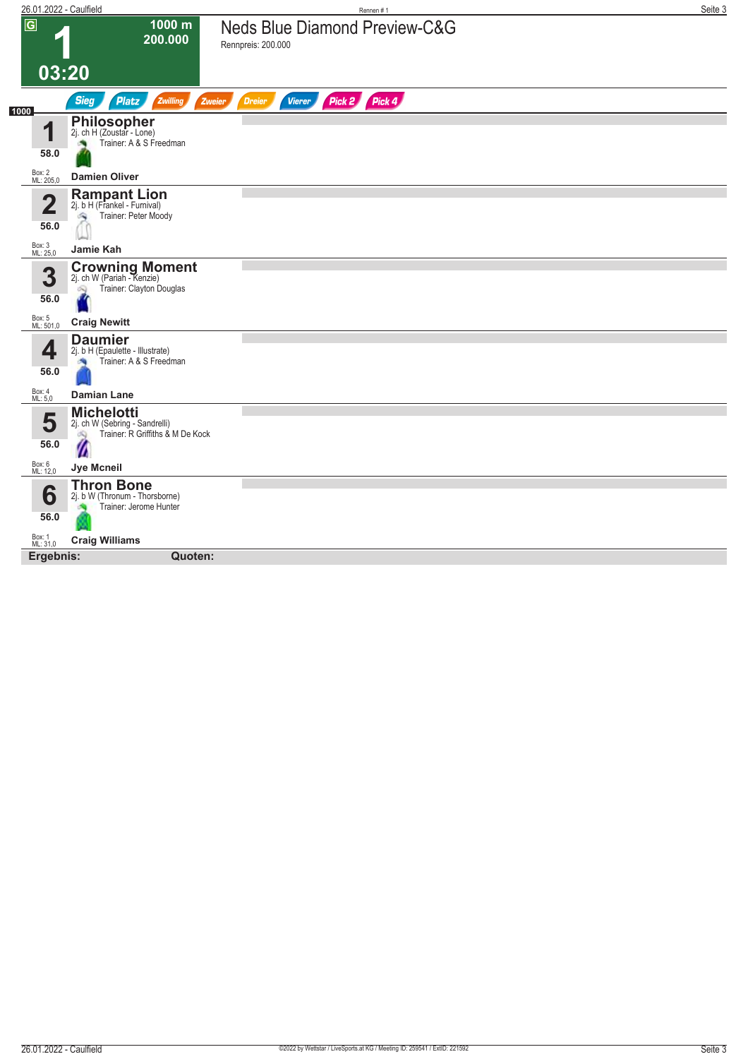# Neds Blue Diamond Preview-C&G

Rennpreis: 200.000

**1** — 1000 m — 200.000 — 03:20

Sieg | Platz | Zwilling | Zweier | Dreier | Vierer | Pick 2 | Pick 4

1000

| Nr. | Pferd | Jockey | Gewicht | Box | ML |
|---|---|---|---|---|---|
| 1 | **Philosopher** 2j. ch H (Zoustar - Lone) Trainer: A & S Freedman | **Damien Oliver** | 58.0 | 2 | 205,0 |
| 2 | **Rampant Lion** 2j. b H (Frankel - Furnival) Trainer: Peter Moody | **Jamie Kah** | 56.0 | 3 | 25,0 |
| 3 | **Crowning Moment** 2j. ch W (Pariah - Kenzie) Trainer: Clayton Douglas | **Craig Newitt** | 56.0 | 5 | 501,0 |
| 4 | **Daumier** 2j. b H (Epaulette - Illustrate) Trainer: A & S Freedman | **Damian Lane** | 56.0 | 4 | 5,0 |
| 5 | **Michelotti** 2j. ch W (Sebring - Sandrelli) Trainer: R Griffiths & M De Kock | **Jye Mcneil** | 56.0 | 6 | 12,0 |
| 6 | **Thron Bone** 2j. b W (Thronum - Thorsborne) Trainer: Jerome Hunter | **Craig Williams** | 56.0 | 1 | 31,0 |

**Ergebnis:** **Quoten:**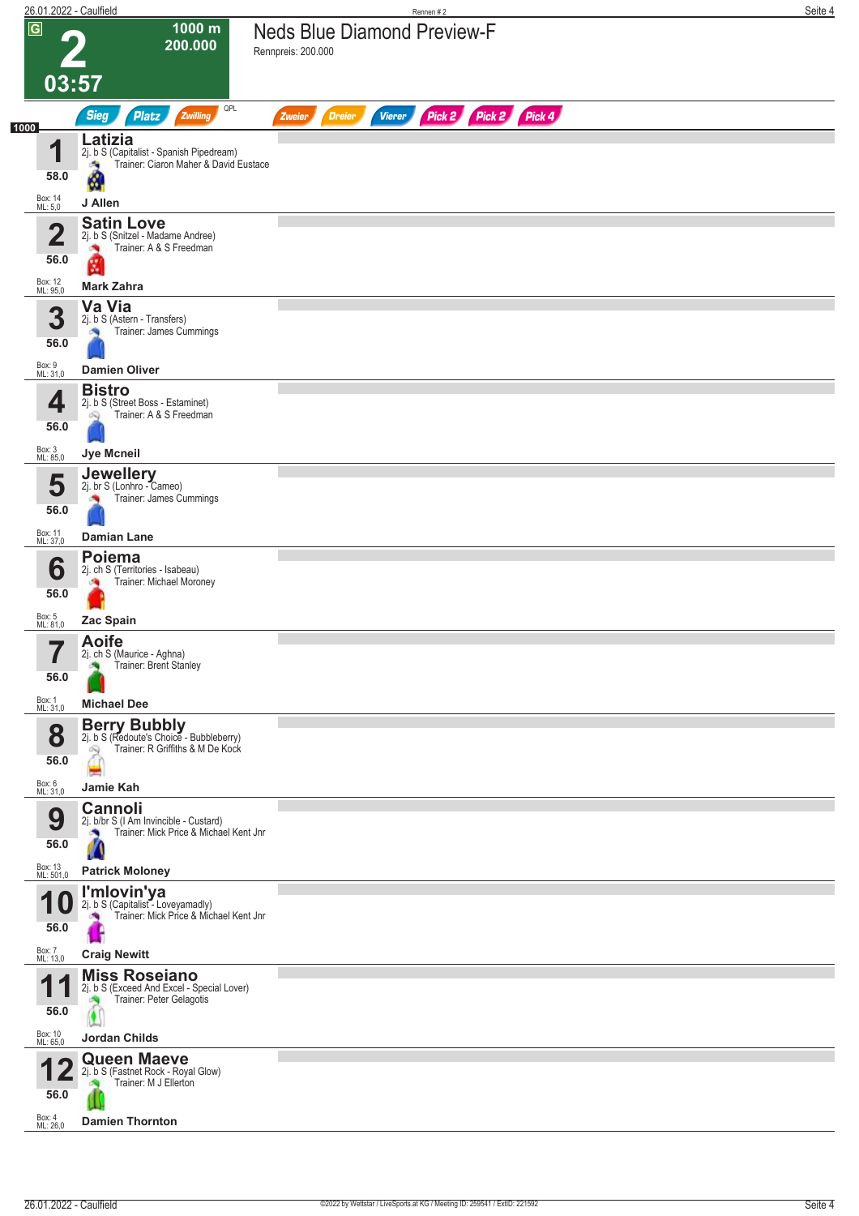# 2

**1000 m**
**200.000**
**03:57**

## Neds Blue Diamond Preview-F

Rennpreis: 200.000

Sieg | Platz | Zwilling | QPL | Zweier | Dreier | Vierer | Pick 2 | Pick 2 | Pick 4

1000

| Nr. | Pferd | Abstammung | Trainer | Gewicht | Box | ML | Jockey |
|---|---|---|---|---|---|---|---|
| 1 | **Latizia** | 2j. b S (Capitalist - Spanish Pipedream) | Ciaron Maher & David Eustace | 58.0 | 14 | 5,0 | J Allen |
| 2 | **Satin Love** | 2j. b S (Snitzel - Madame Andree) | A & S Freedman | 56.0 | 12 | 95,0 | Mark Zahra |
| 3 | **Va Via** | 2j. b S (Astern - Transfers) | James Cummings | 56.0 | 9 | 31,0 | Damien Oliver |
| 4 | **Bistro** | 2j. b S (Street Boss - Estaminet) | A & S Freedman | 56.0 | 3 | 85,0 | Jye Mcneil |
| 5 | **Jewellery** | 2j. br S (Lonhro - Cameo) | James Cummings | 56.0 | 11 | 37,0 | Damian Lane |
| 6 | **Poiema** | 2j. ch S (Territories - Isabeau) | Michael Moroney | 56.0 | 5 | 81,0 | Zac Spain |
| 7 | **Aoife** | 2j. ch S (Maurice - Aghna) | Brent Stanley | 56.0 | 1 | 31,0 | Michael Dee |
| 8 | **Berry Bubbly** | 2j. b S (Redoute's Choice - Bubbleberry) | R Griffiths & M De Kock | 56.0 | 6 | 31,0 | Jamie Kah |
| 9 | **Cannoli** | 2j. b/br S (I Am Invincible - Custard) | Mick Price & Michael Kent Jnr | 56.0 | 13 | 501,0 | Patrick Moloney |
| 10 | **I'mlovin'ya** | 2j. b S (Capitalist - Loveyamadly) | Mick Price & Michael Kent Jnr | 56.0 | 7 | 13,0 | Craig Newitt |
| 11 | **Miss Roseiano** | 2j. b S (Exceed And Excel - Special Lover) | Peter Gelagotis | 56.0 | 10 | 65,0 | Jordan Childs |
| 12 | **Queen Maeve** | 2j. b S (Fastnet Rock - Royal Glow) | M J Ellerton | 56.0 | 4 | 26,0 | Damien Thornton |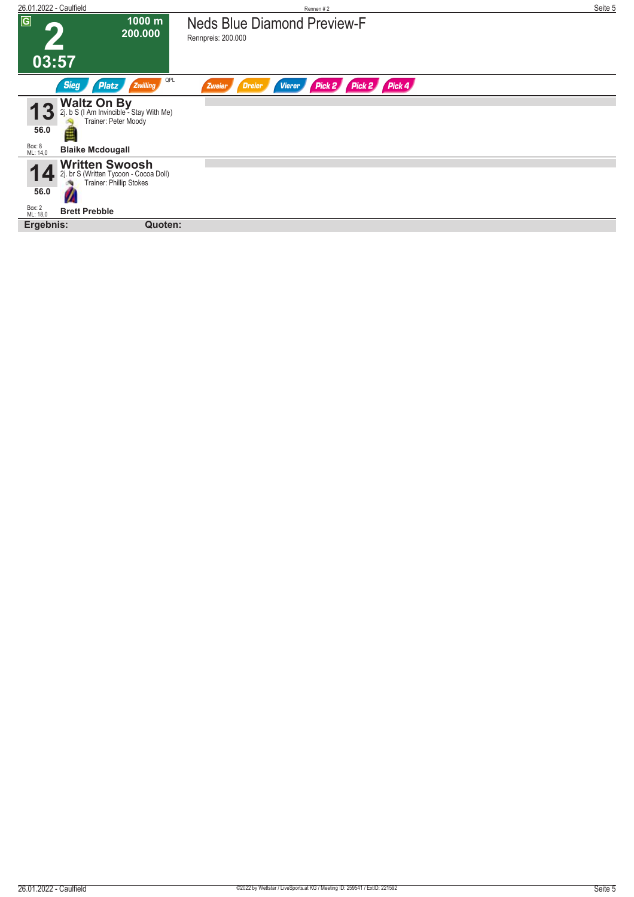**G** **2** **03:57** — **1000 m** **200.000**

# Neds Blue Diamond Preview-F

Rennpreis: 200.000

Sieg | Platz | Zwilling | QPL | Zweier | Dreier | Vierer | Pick 2 | Pick 2 | Pick 4

**13** **Waltz On By**
2j. b S (I Am Invincible - Stay With Me)
Trainer: Peter Moody
**56.0**
Box: 8
ML: 14,0
**Blaike Mcdougall**

**14** **Written Swoosh**
2j. br S (Written Tycoon - Cocoa Doll)
Trainer: Phillip Stokes
**56.0**
Box: 2
ML: 18,0
**Brett Prebble**

**Ergebnis:** **Quoten:**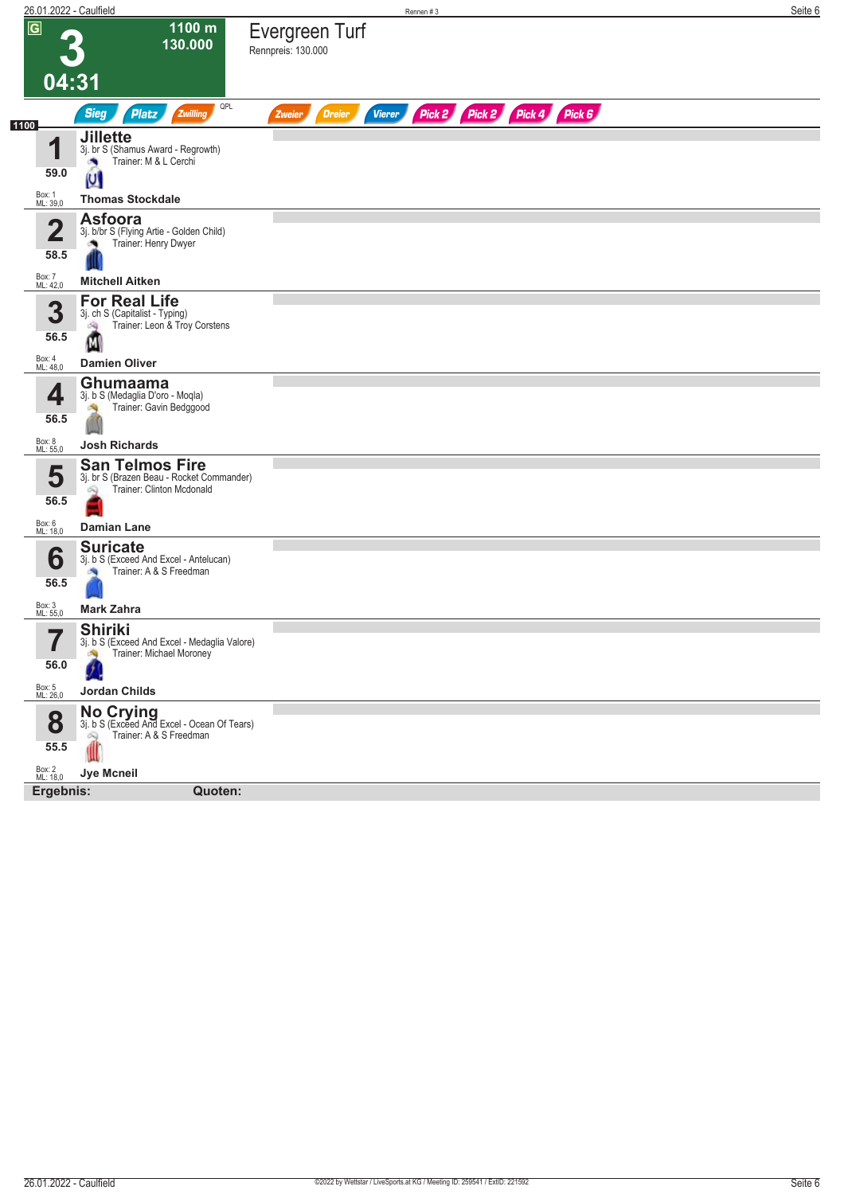# 3

**1100 m**
**130.000**

**04:31**

## Evergreen Turf

Rennpreis: 130.000

Sieg | Platz | Zwilling | QPL | Zweier | Dreier | Vierer | Pick 2 | Pick 2 | Pick 4 | Pick 6

**1100**

| Nr. | Gewicht | Pferd | Box / ML | Jockey |
|---|---|---|---|---|
| 1 | 59.0 | **Jillette** 3j. br S (Shamus Award - Regrowth) Trainer: M & L Cerchi | Box: 1 ML: 39,0 | **Thomas Stockdale** |
| 2 | 58.5 | **Asfoora** 3j. b/br S (Flying Artie - Golden Child) Trainer: Henry Dwyer | Box: 7 ML: 42,0 | **Mitchell Aitken** |
| 3 | 56.5 | **For Real Life** 3j. ch S (Capitalist - Typing) Trainer: Leon & Troy Corstens | Box: 4 ML: 48,0 | **Damien Oliver** |
| 4 | 56.5 | **Ghumaama** 3j. b S (Medaglia D'oro - Moqla) Trainer: Gavin Bedggood | Box: 8 ML: 55,0 | **Josh Richards** |
| 5 | 56.5 | **San Telmos Fire** 3j. br S (Brazen Beau - Rocket Commander) Trainer: Clinton Mcdonald | Box: 6 ML: 18,0 | **Damian Lane** |
| 6 | 56.5 | **Suricate** 3j. b S (Exceed And Excel - Antelucan) Trainer: A & S Freedman | Box: 3 ML: 55,0 | **Mark Zahra** |
| 7 | 56.0 | **Shiriki** 3j. b S (Exceed And Excel - Medaglia Valore) Trainer: Michael Moroney | Box: 5 ML: 26,0 | **Jordan Childs** |
| 8 | 55.5 | **No Crying** 3j. b S (Exceed And Excel - Ocean Of Tears) Trainer: A & S Freedman | Box: 2 ML: 18,0 | **Jye Mcneil** |

**Ergebnis:** **Quoten:**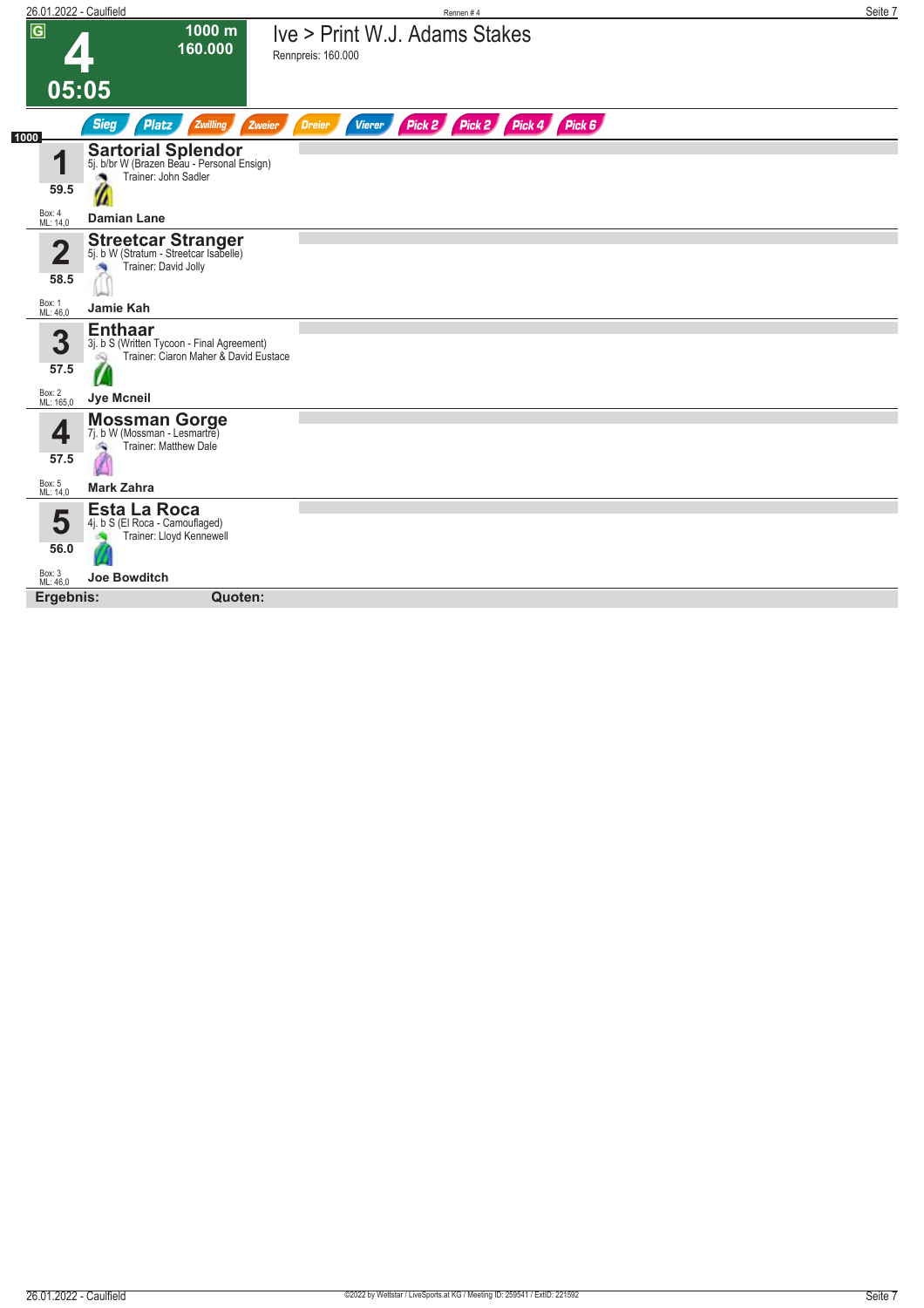# 4 — Ive > Print W.J. Adams Stakes

**1000 m** | **160.000** | **05:05**

Rennpreis: 160.000

Sieg | Platz | Zwilling | Zweier | Dreier | Vierer | Pick 2 | Pick 2 | Pick 4 | Pick 6

**1000**

**1 — Sartorial Splendor**
5j. b/br W (Brazen Beau - Personal Ensign)
Trainer: John Sadler
59.5
Box: 4
ML: 14,0
**Damian Lane**

**2 — Streetcar Stranger**
5j. b W (Stratum - Streetcar Isabelle)
Trainer: David Jolly
58.5
Box: 1
ML: 46,0
**Jamie Kah**

**3 — Enthaar**
3j. b S (Written Tycoon - Final Agreement)
Trainer: Ciaron Maher & David Eustace
57.5
Box: 2
ML: 165,0
**Jye Mcneil**

**4 — Mossman Gorge**
7j. b W (Mossman - Lesmartre)
Trainer: Matthew Dale
57.5
Box: 5
ML: 14,0
**Mark Zahra**

**5 — Esta La Roca**
4j. b S (El Roca - Camouflaged)
Trainer: Lloyd Kennewell
56.0
Box: 3
ML: 46,0
**Joe Bowditch**

**Ergebnis:** **Quoten:**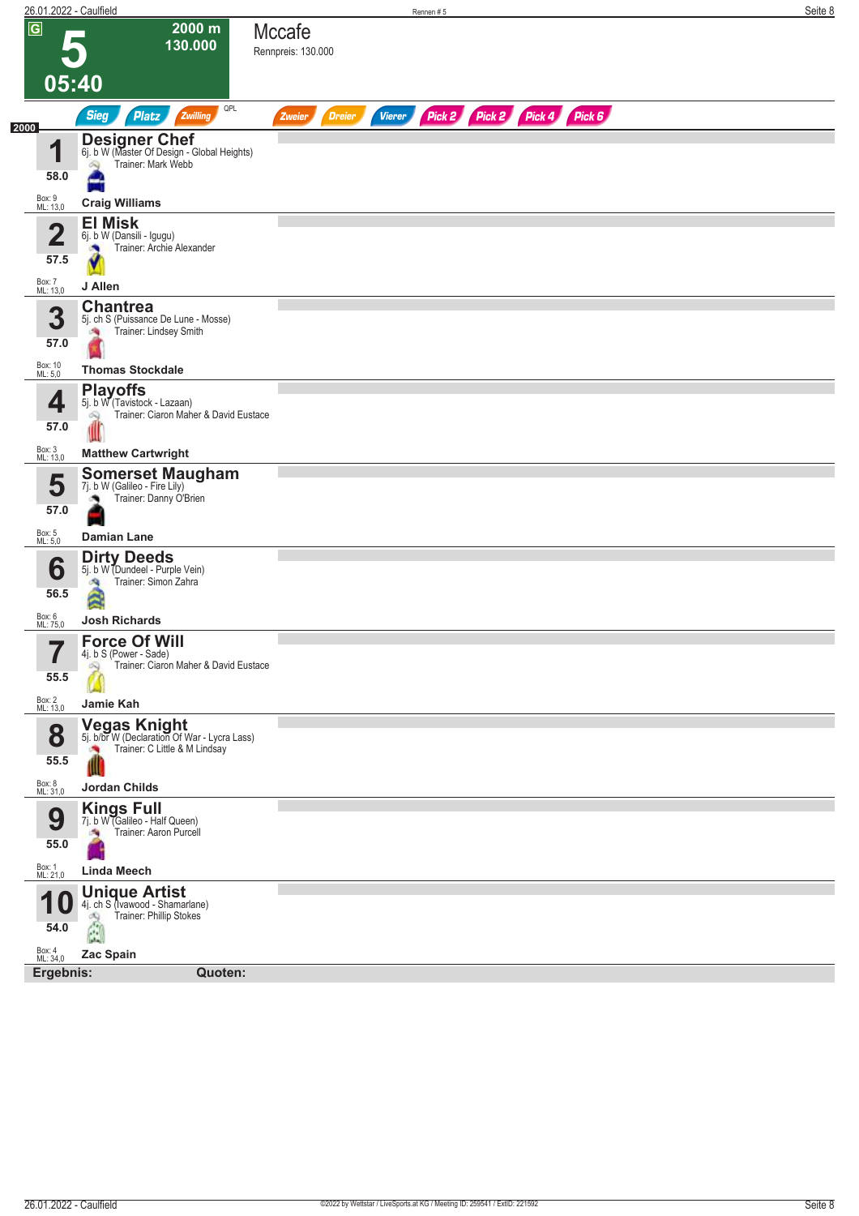# 5

**2000 m**
**130.000**

**05:40**

## Mccafe

Rennpreis: 130.000

Sieg | Platz | Zwilling | QPL | Zweier | Dreier | Vierer | Pick 2 | Pick 2 | Pick 4 | Pick 6

2000

| Nr. | Pferd | Details |
|---|---|---|
| **1** <br> 58.0 <br> Box: 9 <br> ML: 13,0 | **Designer Chef** | 6j. b W (Master Of Design - Global Heights) <br> Trainer: Mark Webb <br> **Craig Williams** |
| **2** <br> 57.5 <br> Box: 7 <br> ML: 13,0 | **El Misk** | 6j. b W (Dansili - Igugu) <br> Trainer: Archie Alexander <br> **J Allen** |
| **3** <br> 57.0 <br> Box: 10 <br> ML: 5,0 | **Chantrea** | 5j. ch S (Puissance De Lune - Mosse) <br> Trainer: Lindsey Smith <br> **Thomas Stockdale** |
| **4** <br> 57.0 <br> Box: 3 <br> ML: 13,0 | **Playoffs** | 5j. b W (Tavistock - Lazaan) <br> Trainer: Ciaron Maher & David Eustace <br> **Matthew Cartwright** |
| **5** <br> 57.0 <br> Box: 5 <br> ML: 5,0 | **Somerset Maugham** | 7j. b W (Galileo - Fire Lily) <br> Trainer: Danny O'Brien <br> **Damian Lane** |
| **6** <br> 56.5 <br> Box: 6 <br> ML: 75,0 | **Dirty Deeds** | 5j. b W (Dundeel - Purple Vein) <br> Trainer: Simon Zahra <br> **Josh Richards** |
| **7** <br> 55.5 <br> Box: 2 <br> ML: 13,0 | **Force Of Will** | 4j. b S (Power - Sade) <br> Trainer: Ciaron Maher & David Eustace <br> **Jamie Kah** |
| **8** <br> 55.5 <br> Box: 8 <br> ML: 31,0 | **Vegas Knight** | 5j. b/br W (Declaration Of War - Lycra Lass) <br> Trainer: C Little & M Lindsay <br> **Jordan Childs** |
| **9** <br> 55.0 <br> Box: 1 <br> ML: 21,0 | **Kings Full** | 7j. b W (Galileo - Half Queen) <br> Trainer: Aaron Purcell <br> **Linda Meech** |
| **10** <br> 54.0 <br> Box: 4 <br> ML: 34,0 | **Unique Artist** | 4j. ch S (Ivawood - Shamarlane) <br> Trainer: Phillip Stokes <br> **Zac Spain** |

**Ergebnis:** **Quoten:**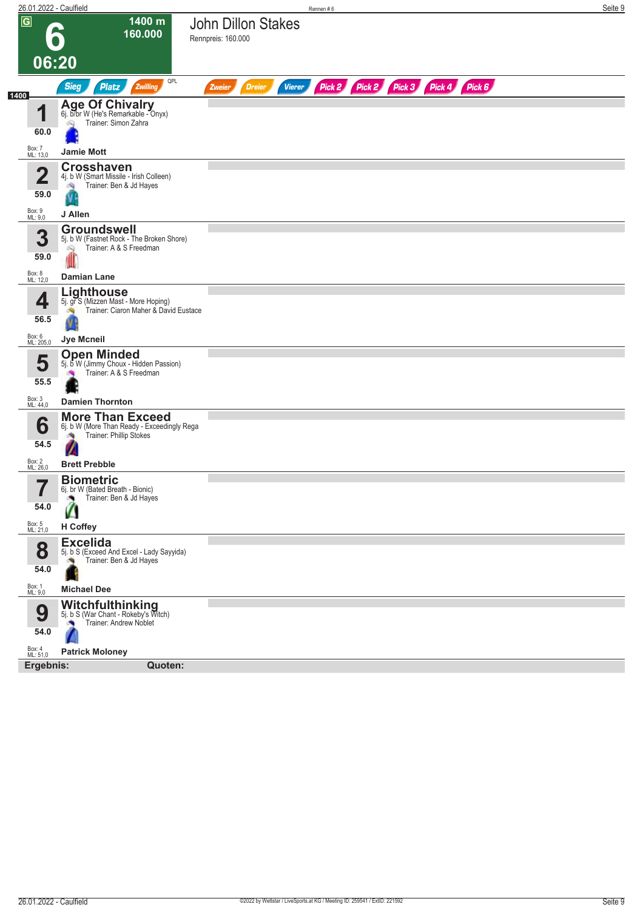# 6

**1400 m**
**160.000**

**06:20**

## John Dillon Stakes

Rennpreis: 160.000

Sieg | Platz | Zwilling | QPL | Zweier | Dreier | Vierer | Pick 2 | Pick 2 | Pick 3 | Pick 4 | Pick 6

1400

| Nr. | Pferd | Details | Trainer | Gewicht | Box | ML | Jockey |
|---|---|---|---|---|---|---|---|
| 1 | **Age Of Chivalry** | 6j. b/br W (He's Remarkable - Onyx) | Simon Zahra | 60.0 | 7 | 13,0 | Jamie Mott |
| 2 | **Crosshaven** | 4j. b W (Smart Missile - Irish Colleen) | Ben & Jd Hayes | 59.0 | 9 | 9,0 | J Allen |
| 3 | **Groundswell** | 5j. b W (Fastnet Rock - The Broken Shore) | A & S Freedman | 59.0 | 8 | 12,0 | Damian Lane |
| 4 | **Lighthouse** | 5j. gr S (Mizzen Mast - More Hoping) | Ciaron Maher & David Eustace | 56.5 | 6 | 205,0 | Jye Mcneil |
| 5 | **Open Minded** | 5j. b W (Jimmy Choux - Hidden Passion) | A & S Freedman | 55.5 | 3 | 44,0 | Damien Thornton |
| 6 | **More Than Exceed** | 6j. b W (More Than Ready - Exceedingly Rega | Phillip Stokes | 54.5 | 2 | 26,0 | Brett Prebble |
| 7 | **Biometric** | 6j. br W (Bated Breath - Bionic) | Ben & Jd Hayes | 54.0 | 5 | 21,0 | H Coffey |
| 8 | **Excelida** | 5j. b S (Exceed And Excel - Lady Sayyida) | Ben & Jd Hayes | 54.0 | 1 | 9,0 | Michael Dee |
| 9 | **Witchfulthinking** | 5j. b S (War Chant - Rokeby's Witch) | Andrew Noblet | 54.0 | 4 | 51,0 | Patrick Moloney |

**Ergebnis:** **Quoten:**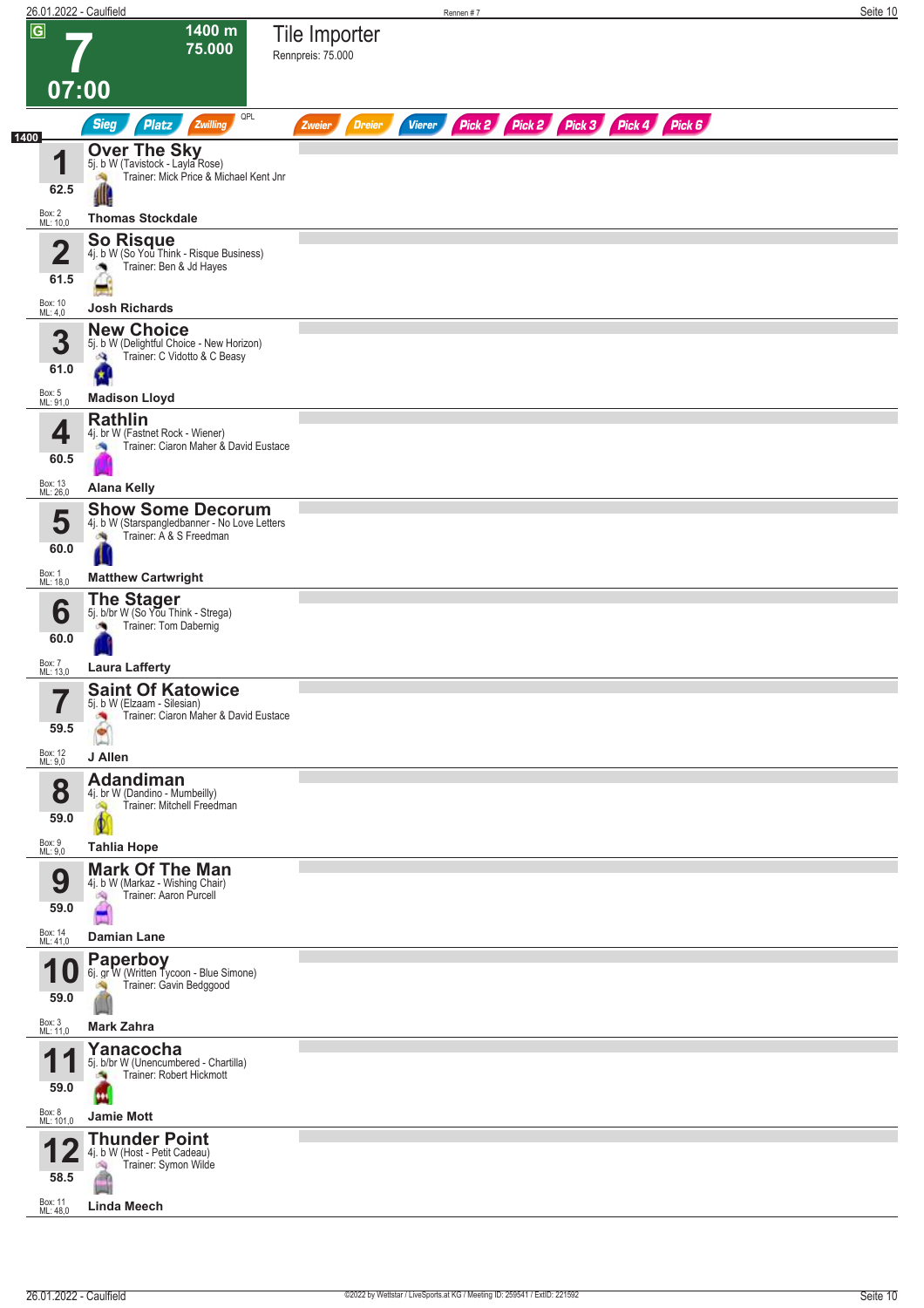# 7

**1400 m**
**75.000**

**07:00**

## Tile Importer

Rennpreis: 75.000

Sieg | Platz | Zwilling | QPL | Zweier | Dreier | Vierer | Pick 2 | Pick 2 | Pick 3 | Pick 4 | Pick 6

1400

| Nr. | Pferd | Details | Trainer | Jockey | Gewicht | Box | ML |
|---|---|---|---|---|---|---|---|
| 1 | **Over The Sky** | 5j. b W (Tavistock - Layla Rose) | Mick Price & Michael Kent Jnr | Thomas Stockdale | 62.5 | 2 | 10,0 |
| 2 | **So Risque** | 4j. b W (So You Think - Risque Business) | Ben & Jd Hayes | Josh Richards | 61.5 | 10 | 4,0 |
| 3 | **New Choice** | 5j. b W (Delightful Choice - New Horizon) | C Vidotto & C Beasy | Madison Lloyd | 61.0 | 5 | 91,0 |
| 4 | **Rathlin** | 4j. br W (Fastnet Rock - Wiener) | Ciaron Maher & David Eustace | Alana Kelly | 60.5 | 13 | 26,0 |
| 5 | **Show Some Decorum** | 4j. b W (Starspangledbanner - No Love Letters | A & S Freedman | Matthew Cartwright | 60.0 | 1 | 18,0 |
| 6 | **The Stager** | 5j. b/br W (So You Think - Strega) | Tom Dabernig | Laura Lafferty | 60.0 | 7 | 13,0 |
| 7 | **Saint Of Katowice** | 5j. b W (Elzaam - Silesian) | Ciaron Maher & David Eustace | J Allen | 59.5 | 12 | 9,0 |
| 8 | **Adandiman** | 4j. br W (Dandino - Mumbeilly) | Mitchell Freedman | Tahlia Hope | 59.0 | 9 | 9,0 |
| 9 | **Mark Of The Man** | 4j. b W (Markaz - Wishing Chair) | Aaron Purcell | Damian Lane | 59.0 | 14 | 41,0 |
| 10 | **Paperboy** | 6j. gr W (Written Tycoon - Blue Simone) | Gavin Bedggood | Mark Zahra | 59.0 | 3 | 11,0 |
| 11 | **Yanacocha** | 5j. b/br W (Unencumbered - Chartilla) | Robert Hickmott | Jamie Mott | 59.0 | 8 | 101,0 |
| 12 | **Thunder Point** | 4j. b W (Host - Petit Cadeau) | Symon Wilde | Linda Meech | 58.5 | 11 | 48,0 |

©2022 by Wettstar / LiveSports.at KG / Meeting ID: 259541 / ExtID: 221592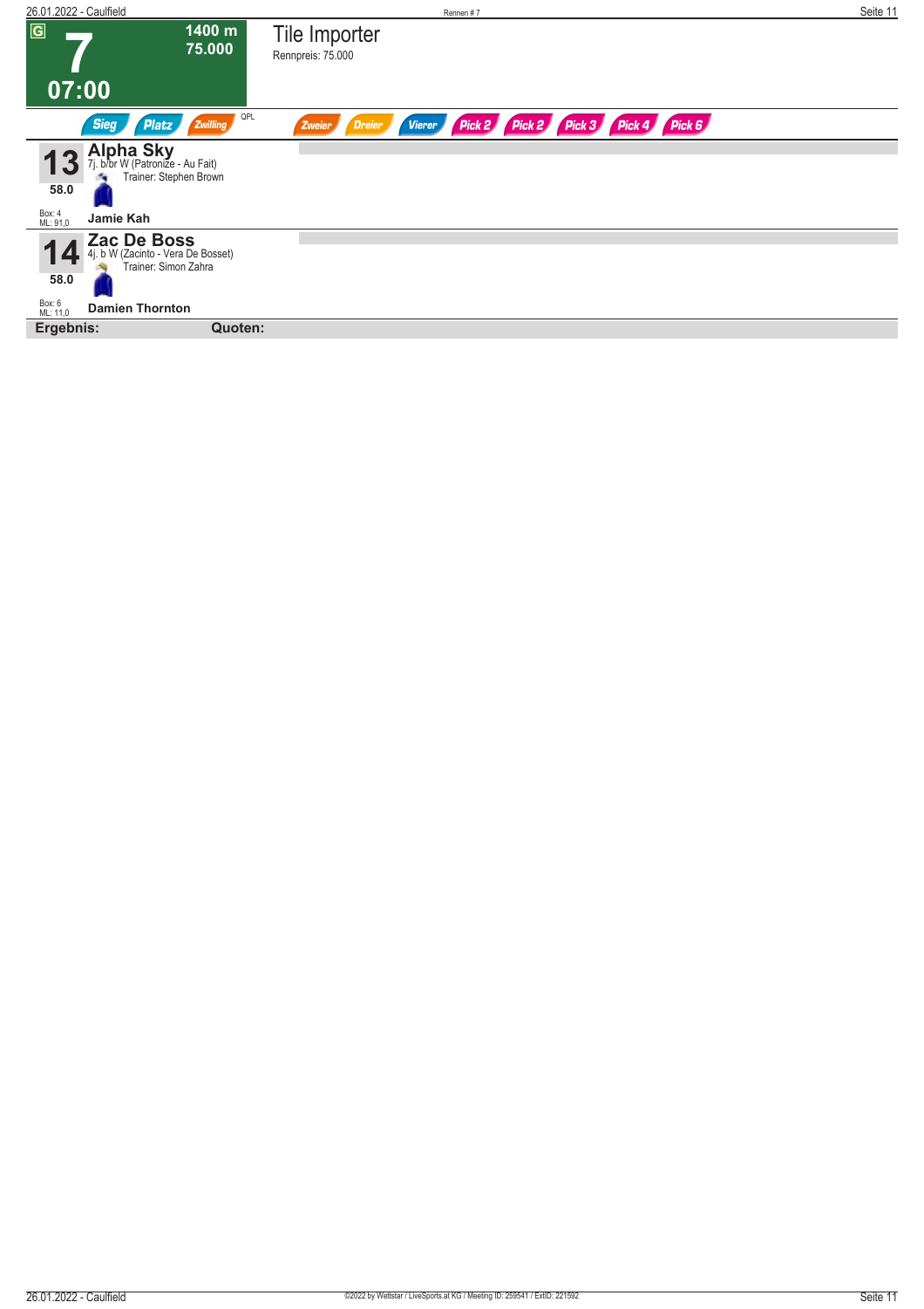# 7 — Tile Importer

**G** | **1400 m** | **75.000** | **07:00**

Rennpreis: 75.000

Sieg | Platz | Zwilling | QPL | Zweier | Dreier | Vierer | Pick 2 | Pick 2 | Pick 3 | Pick 4 | Pick 6

---

## 13 Alpha Sky

7j. b/br W (Patronize - Au Fait)
Trainer: Stephen Brown

**58.0**

Box: 4
ML: 91,0

**Jamie Kah**

---

## 14 Zac De Boss

4j. b W (Zacinto - Vera De Bosset)
Trainer: Simon Zahra

**58.0**

Box: 6
ML: 11,0

**Damien Thornton**

---

**Ergebnis:** **Quoten:**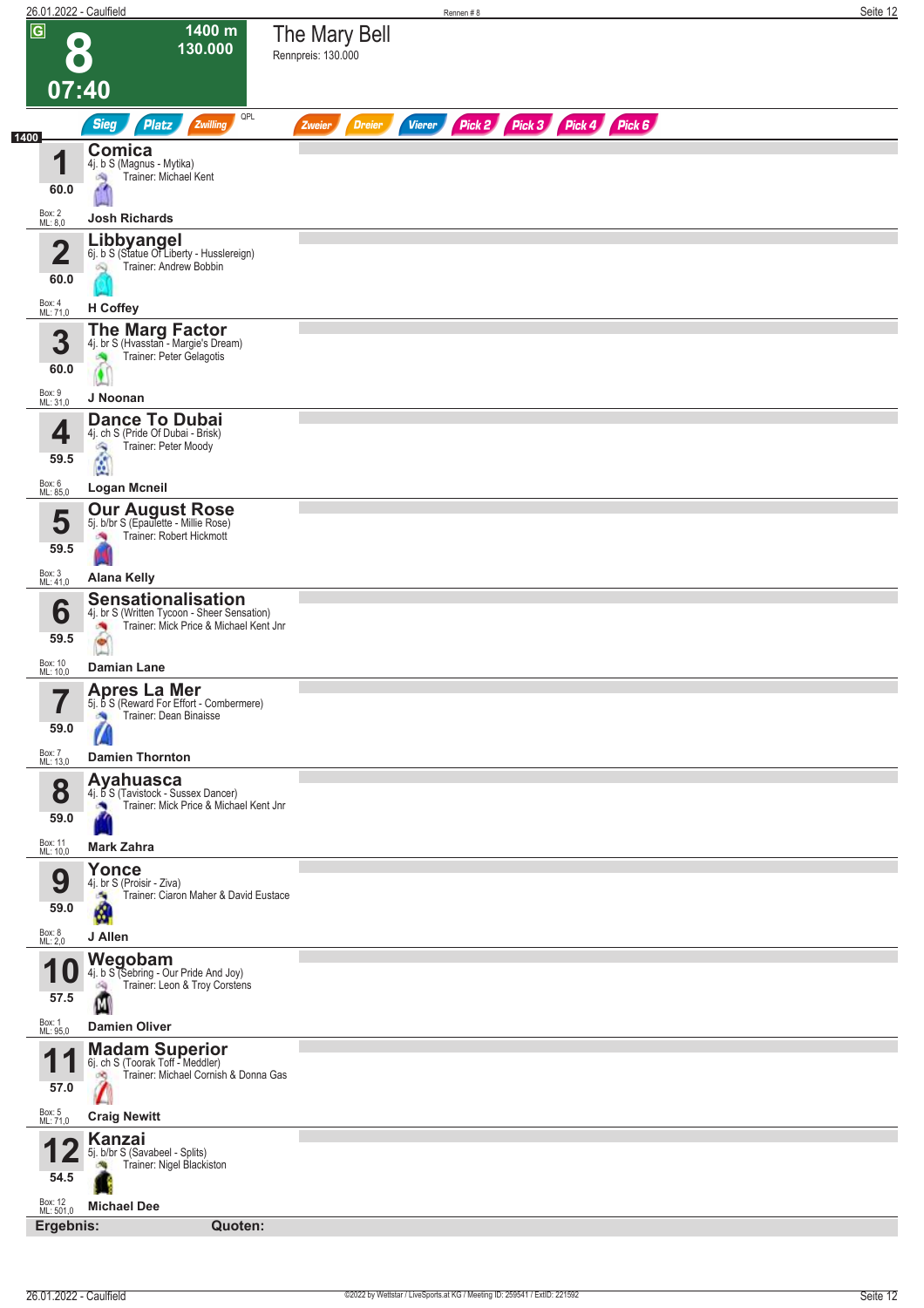G **8** 1400 m 130.000 07:40

# The Mary Bell

Rennpreis: 130.000

Sieg | Platz | Zwilling | QPL | Zweier | Dreier | Vierer | Pick 2 | Pick 3 | Pick 4 | Pick 6

1400

| Nr. | Gewicht | Box / ML | Pferd | Details | Trainer | Jockey |
|---|---|---|---|---|---|---|
| 1 | 60.0 | Box: 2 ML: 8,0 | **Comica** | 4j. b S (Magnus - Mytika) | Trainer: Michael Kent | Josh Richards |
| 2 | 60.0 | Box: 4 ML: 71,0 | **Libbyangel** | 6j. b S (Statue Of Liberty - Husslereign) | Trainer: Andrew Bobbin | H Coffey |
| 3 | 60.0 | Box: 9 ML: 31,0 | **The Marg Factor** | 4j. br S (Hvasstan - Margie's Dream) | Trainer: Peter Gelagotis | J Noonan |
| 4 | 59.5 | Box: 6 ML: 85,0 | **Dance To Dubai** | 4j. ch S (Pride Of Dubai - Brisk) | Trainer: Peter Moody | Logan Mcneil |
| 5 | 59.5 | Box: 3 ML: 41,0 | **Our August Rose** | 5j. b/br S (Epaulette - Millie Rose) | Trainer: Robert Hickmott | Alana Kelly |
| 6 | 59.5 | Box: 10 ML: 10,0 | **Sensationalisation** | 4j. br S (Written Tycoon - Sheer Sensation) | Trainer: Mick Price & Michael Kent Jnr | Damian Lane |
| 7 | 59.0 | Box: 7 ML: 13,0 | **Apres La Mer** | 5j. b S (Reward For Effort - Combermere) | Trainer: Dean Binaisse | Damien Thornton |
| 8 | 59.0 | Box: 11 ML: 10,0 | **Ayahuasca** | 4j. b S (Tavistock - Sussex Dancer) | Trainer: Mick Price & Michael Kent Jnr | Mark Zahra |
| 9 | 59.0 | Box: 8 ML: 2,0 | **Yonce** | 4j. br S (Proisir - Ziva) | Trainer: Ciaron Maher & David Eustace | J Allen |
| 10 | 57.5 | Box: 1 ML: 95,0 | **Wegobam** | 4j. b S (Sebring - Our Pride And Joy) | Trainer: Leon & Troy Corstens | Damien Oliver |
| 11 | 57.0 | Box: 5 ML: 71,0 | **Madam Superior** | 6j. ch S (Toorak Toff - Meddler) | Trainer: Michael Cornish & Donna Gas | Craig Newitt |
| 12 | 54.5 | Box: 12 ML: 501,0 | **Kanzai** | 5j. b/br S (Savabeel - Splits) | Trainer: Nigel Blackiston | Michael Dee |

**Ergebnis:** **Quoten:**